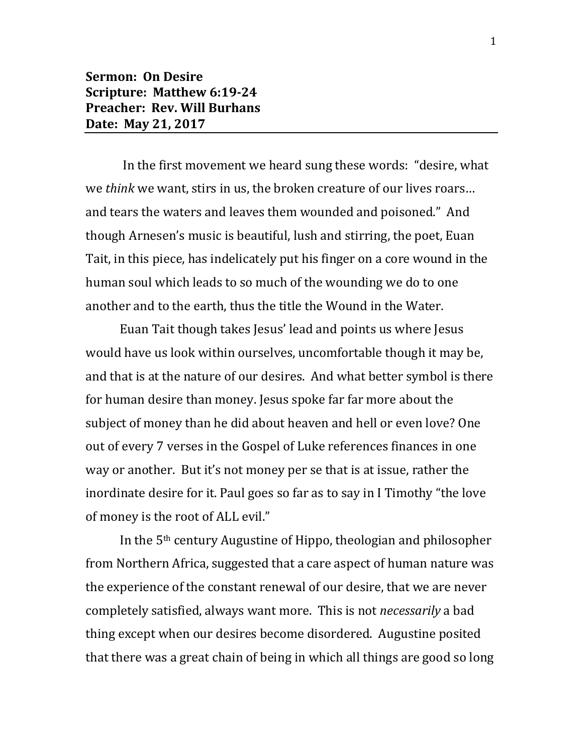**Sermon: On Desire**
**Scripture: Matthew 6:19-24**
**Preacher: Rev. Will Burhans**
**Date: May 21, 2017**

---

In the first movement we heard sung these words: "desire, what we *think* we want, stirs in us, the broken creature of our lives roars… and tears the waters and leaves them wounded and poisoned." And though Arnesen's music is beautiful, lush and stirring, the poet, Euan Tait, in this piece, has indelicately put his finger on a core wound in the human soul which leads to so much of the wounding we do to one another and to the earth, thus the title the Wound in the Water.

Euan Tait though takes Jesus' lead and points us where Jesus would have us look within ourselves, uncomfortable though it may be, and that is at the nature of our desires. And what better symbol is there for human desire than money. Jesus spoke far far more about the subject of money than he did about heaven and hell or even love? One out of every 7 verses in the Gospel of Luke references finances in one way or another. But it's not money per se that is at issue, rather the inordinate desire for it. Paul goes so far as to say in I Timothy "the love of money is the root of ALL evil."

In the 5th century Augustine of Hippo, theologian and philosopher from Northern Africa, suggested that a care aspect of human nature was the experience of the constant renewal of our desire, that we are never completely satisfied, always want more. This is not *necessarily* a bad thing except when our desires become disordered. Augustine posited that there was a great chain of being in which all things are good so long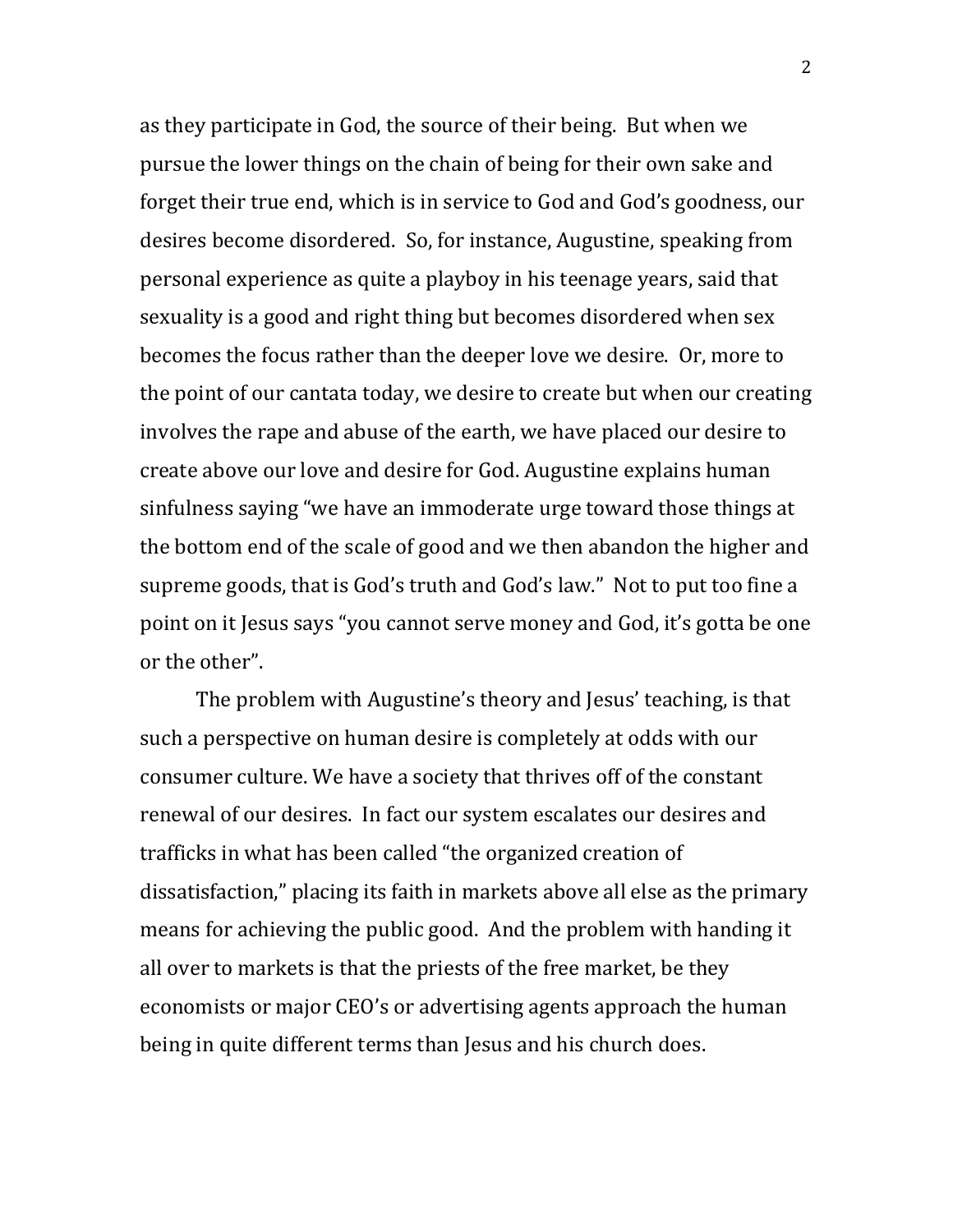as they participate in God, the source of their being. But when we pursue the lower things on the chain of being for their own sake and forget their true end, which is in service to God and God's goodness, our desires become disordered. So, for instance, Augustine, speaking from personal experience as quite a playboy in his teenage years, said that sexuality is a good and right thing but becomes disordered when sex becomes the focus rather than the deeper love we desire. Or, more to the point of our cantata today, we desire to create but when our creating involves the rape and abuse of the earth, we have placed our desire to create above our love and desire for God. Augustine explains human sinfulness saying "we have an immoderate urge toward those things at the bottom end of the scale of good and we then abandon the higher and supreme goods, that is God's truth and God's law." Not to put too fine a point on it Jesus says "you cannot serve money and God, it's gotta be one or the other".

The problem with Augustine's theory and Jesus' teaching, is that such a perspective on human desire is completely at odds with our consumer culture. We have a society that thrives off of the constant renewal of our desires. In fact our system escalates our desires and trafficks in what has been called "the organized creation of dissatisfaction," placing its faith in markets above all else as the primary means for achieving the public good. And the problem with handing it all over to markets is that the priests of the free market, be they economists or major CEO's or advertising agents approach the human being in quite different terms than Jesus and his church does.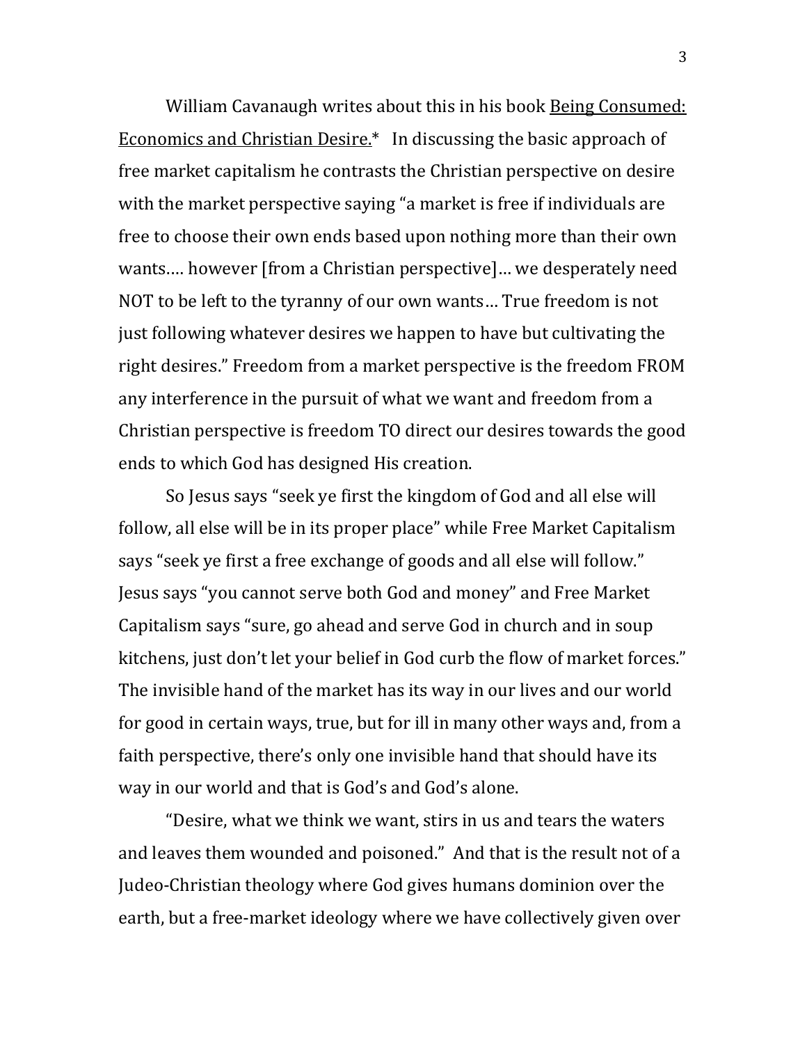William Cavanaugh writes about this in his book <u>Being Consumed: Economics and Christian Desire.</u>* In discussing the basic approach of free market capitalism he contrasts the Christian perspective on desire with the market perspective saying "a market is free if individuals are free to choose their own ends based upon nothing more than their own wants…. however [from a Christian perspective]… we desperately need NOT to be left to the tyranny of our own wants… True freedom is not just following whatever desires we happen to have but cultivating the right desires." Freedom from a market perspective is the freedom FROM any interference in the pursuit of what we want and freedom from a Christian perspective is freedom TO direct our desires towards the good ends to which God has designed His creation.

So Jesus says "seek ye first the kingdom of God and all else will follow, all else will be in its proper place" while Free Market Capitalism says "seek ye first a free exchange of goods and all else will follow." Jesus says "you cannot serve both God and money" and Free Market Capitalism says "sure, go ahead and serve God in church and in soup kitchens, just don't let your belief in God curb the flow of market forces." The invisible hand of the market has its way in our lives and our world for good in certain ways, true, but for ill in many other ways and, from a faith perspective, there's only one invisible hand that should have its way in our world and that is God's and God's alone.

"Desire, what we think we want, stirs in us and tears the waters and leaves them wounded and poisoned." And that is the result not of a Judeo-Christian theology where God gives humans dominion over the earth, but a free-market ideology where we have collectively given over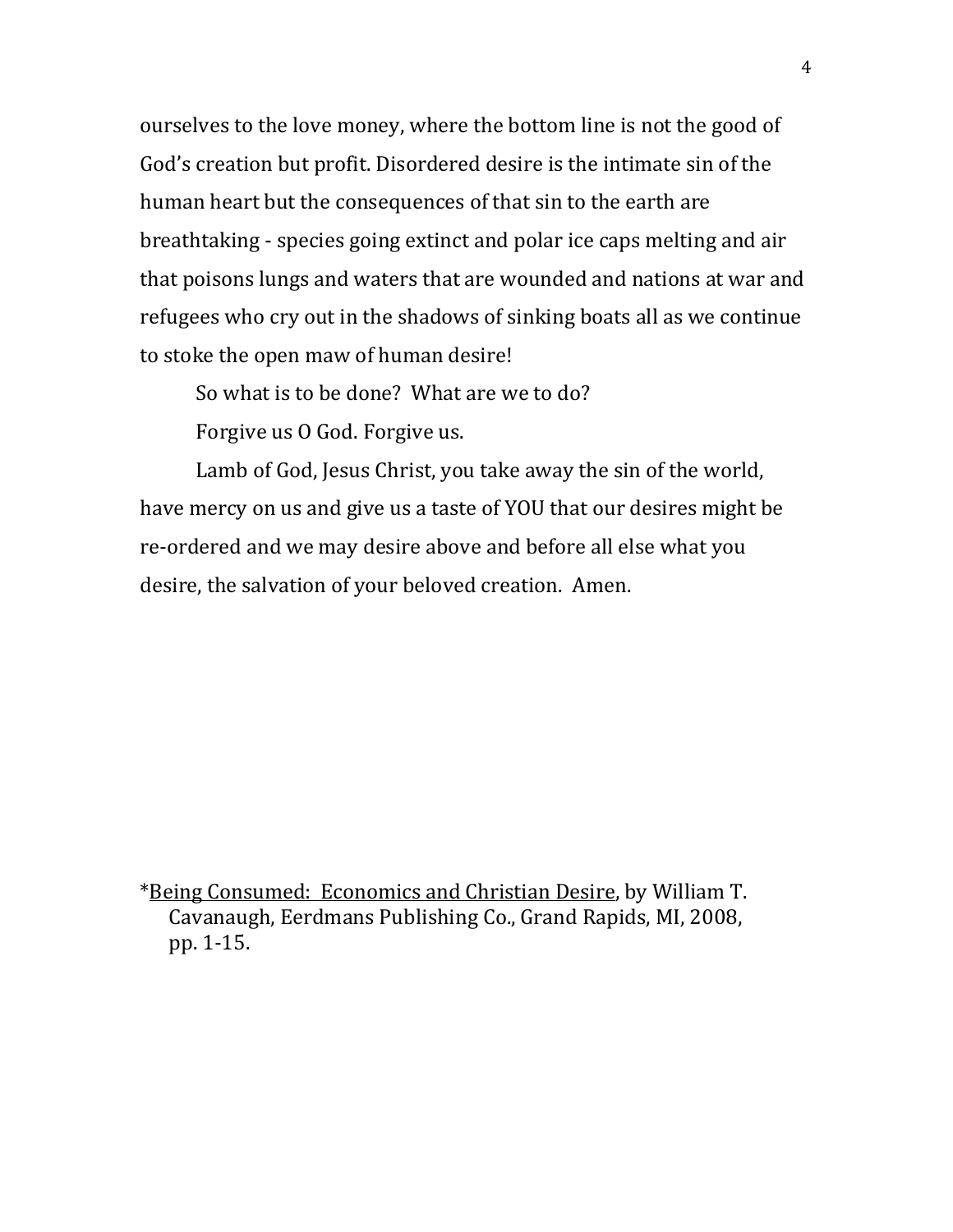ourselves to the love money, where the bottom line is not the good of God's creation but profit. Disordered desire is the intimate sin of the human heart but the consequences of that sin to the earth are breathtaking - species going extinct and polar ice caps melting and air that poisons lungs and waters that are wounded and nations at war and refugees who cry out in the shadows of sinking boats all as we continue to stoke the open maw of human desire!

So what is to be done? What are we to do?

Forgive us O God. Forgive us.

Lamb of God, Jesus Christ, you take away the sin of the world, have mercy on us and give us a taste of YOU that our desires might be re-ordered and we may desire above and before all else what you desire, the salvation of your beloved creation. Amen.

*<u>Being Consumed: Economics and Christian Desire</u>, by William T. Cavanaugh, Eerdmans Publishing Co., Grand Rapids, MI, 2008, pp. 1-15.